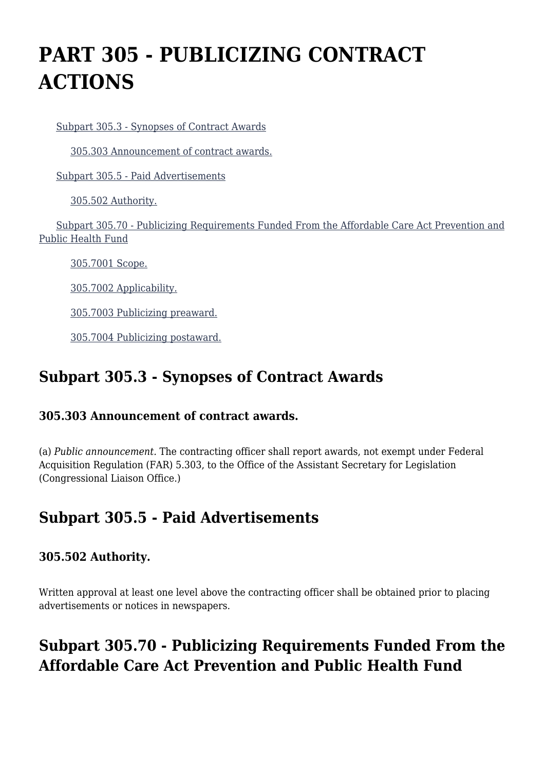# PART 305 - PUBLICIZING CONTRACT ACTIONS

Subpart 305.3 - Synopses of Contract Awards

305.303 Announcement of contract awards.

Subpart 305.5 - Paid Advertisements

305.502 Authority.

Subpart 305.70 - Publicizing Requirements Funded From the Affordable Care Act Prevention and Public Health Fund

305.7001 Scope.

305.7002 Applicability.

305.7003 Publicizing preaward.

305.7004 Publicizing postaward.

## Subpart 305.3 - Synopses of Contract Awards

### 305.303 Announcement of contract awards.

(a) *Public announcement.* The contracting officer shall report awards, not exempt under Federal Acquisition Regulation (FAR) 5.303, to the Office of the Assistant Secretary for Legislation (Congressional Liaison Office.)

## Subpart 305.5 - Paid Advertisements

### 305.502 Authority.

Written approval at least one level above the contracting officer shall be obtained prior to placing advertisements or notices in newspapers.

## Subpart 305.70 - Publicizing Requirements Funded From the Affordable Care Act Prevention and Public Health Fund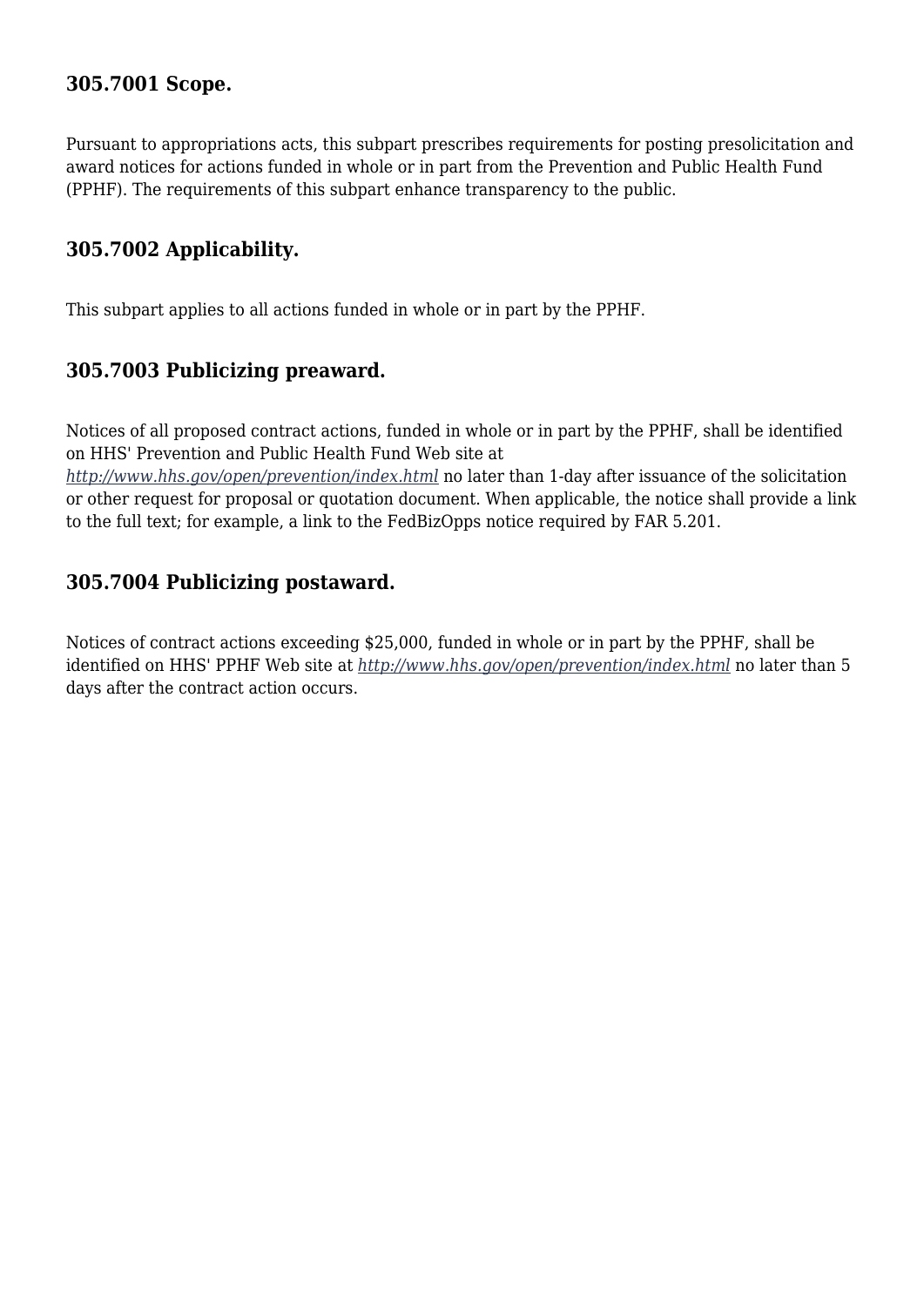### 305.7001 Scope.

Pursuant to appropriations acts, this subpart prescribes requirements for posting presolicitation and award notices for actions funded in whole or in part from the Prevention and Public Health Fund (PPHF). The requirements of this subpart enhance transparency to the public.

### 305.7002 Applicability.

This subpart applies to all actions funded in whole or in part by the PPHF.

### 305.7003 Publicizing preaward.

Notices of all proposed contract actions, funded in whole or in part by the PPHF, shall be identified on HHS' Prevention and Public Health Fund Web site at *http://www.hhs.gov/open/prevention/index.html* no later than 1-day after issuance of the solicitation or other request for proposal or quotation document. When applicable, the notice shall provide a link to the full text; for example, a link to the FedBizOpps notice required by FAR 5.201.

### 305.7004 Publicizing postaward.

Notices of contract actions exceeding $25,000, funded in whole or in part by the PPHF, shall be identified on HHS' PPHF Web site at *http://www.hhs.gov/open/prevention/index.html* no later than 5 days after the contract action occurs.